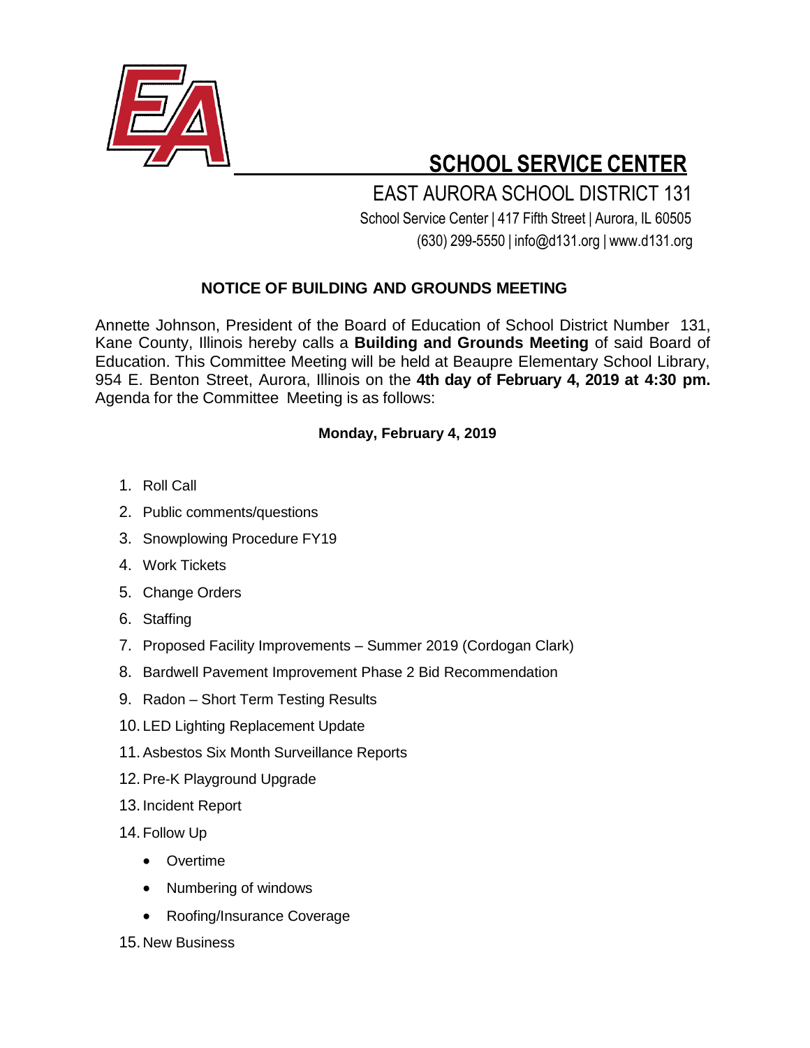# SCHOOL SERVICE CENTER

EAST AURORA SCHOOL DISTRICT 131

School Service Center | 417 Fifth Street | Aurora, IL 60505

(630) 299-5550 | info@d131.org | www.d131.org

## NOTICE OF BUILDING AND GROUNDS MEETING

Annette Johnson, President of the Board of Education of School District Number 131, Kane County, Illinois hereby calls a **Building and Grounds Meeting** of said Board of Education. This Committee Meeting will be held at Beaupre Elementary School Library, 954 E. Benton Street, Aurora, Illinois on the **4th day of February 4, 2019 at 4:30 pm.** Agenda for the Committee Meeting is as follows:

**Monday, February 4, 2019**

1. Roll Call
2. Public comments/questions
3. Snowplowing Procedure FY19
4. Work Tickets
5. Change Orders
6. Staffing
7. Proposed Facility Improvements – Summer 2019 (Cordogan Clark)
8. Bardwell Pavement Improvement Phase 2 Bid Recommendation
9. Radon – Short Term Testing Results
10. LED Lighting Replacement Update
11. Asbestos Six Month Surveillance Reports
12. Pre-K Playground Upgrade
13. Incident Report
14. Follow Up
    - Overtime
    - Numbering of windows
    - Roofing/Insurance Coverage
15. New Business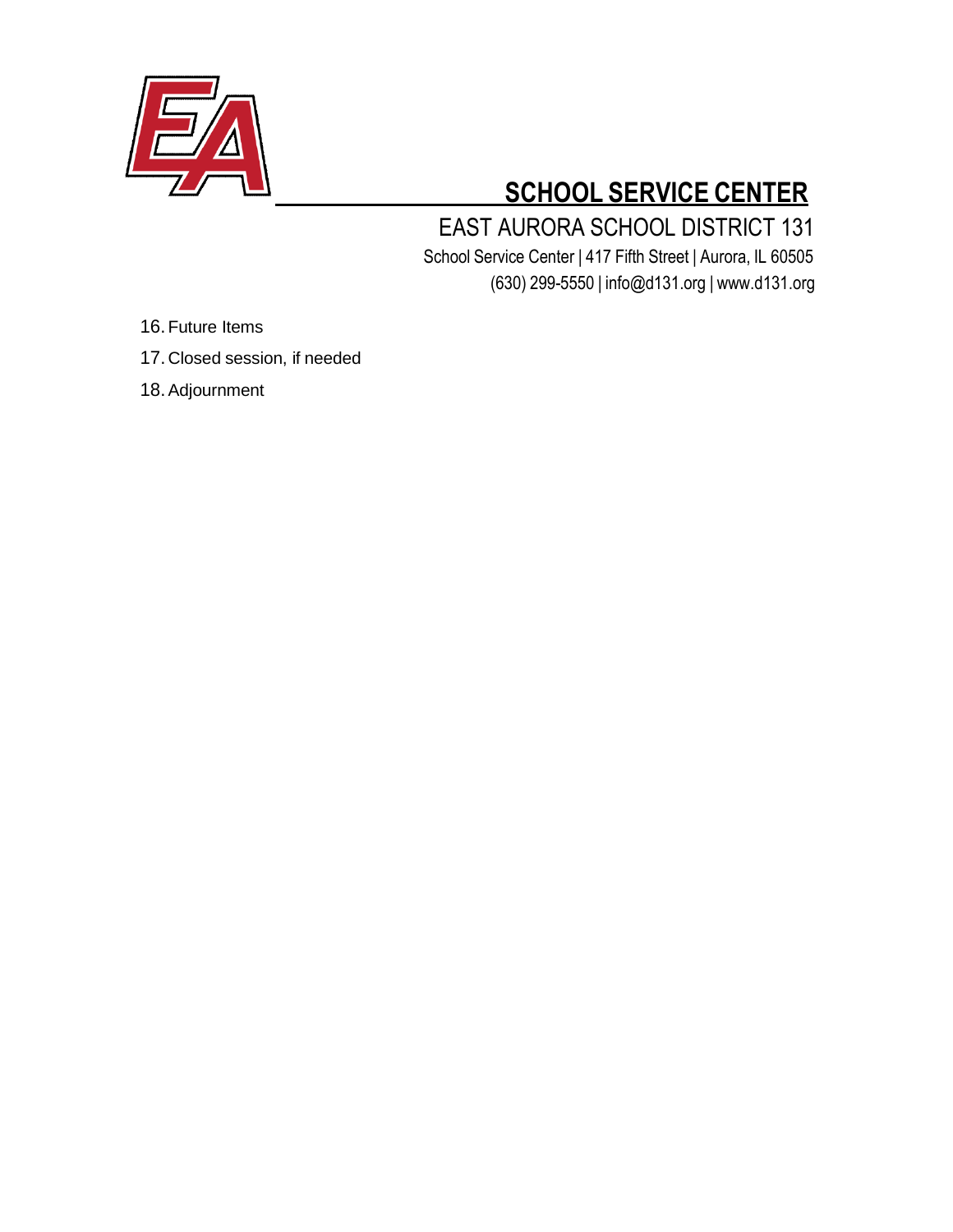# SCHOOL SERVICE CENTER

EAST AURORA SCHOOL DISTRICT 131

School Service Center | 417 Fifth Street | Aurora, IL 60505
(630) 299-5550 | info@d131.org | www.d131.org

16. Future Items
17. Closed session, if needed
18. Adjournment